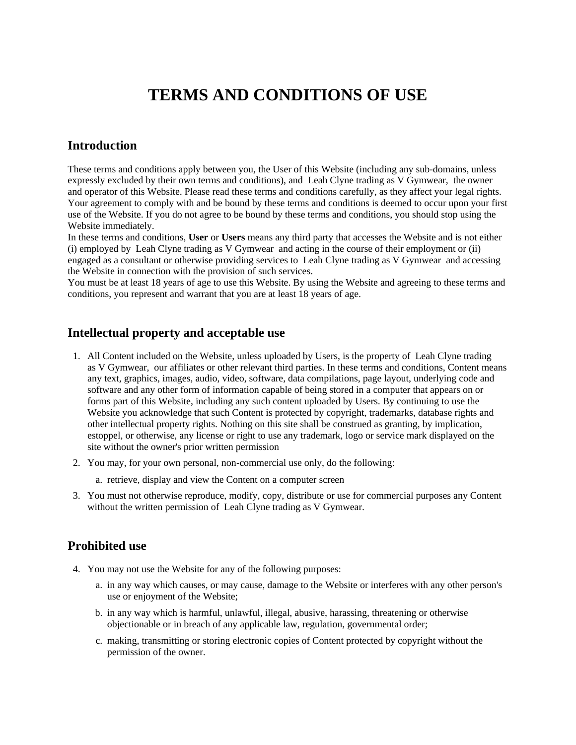# TERMS AND CONDITIONS OF USE

## Introduction

These terms and conditions apply between you, the User of this Website (including any sub-domains, unless expressly excluded by their own terms and conditions), and Leah Clyne trading as V Gymwear, the owner and operator of this Website. Please read these terms and conditions carefully, as they affect your legal rights. Your agreement to comply with and be bound by these terms and conditions is deemed to occur upon your first use of the Website. If you do not agree to be bound by these terms and conditions, you should stop using the Website immediately.

In these terms and conditions, **User** or **Users** means any third party that accesses the Website and is not either (i) employed by Leah Clyne trading as V Gymwear and acting in the course of their employment or (ii) engaged as a consultant or otherwise providing services to Leah Clyne trading as V Gymwear and accessing the Website in connection with the provision of such services.

You must be at least 18 years of age to use this Website. By using the Website and agreeing to these terms and conditions, you represent and warrant that you are at least 18 years of age.

## Intellectual property and acceptable use

1. All Content included on the Website, unless uploaded by Users, is the property of Leah Clyne trading as V Gymwear, our affiliates or other relevant third parties. In these terms and conditions, Content means any text, graphics, images, audio, video, software, data compilations, page layout, underlying code and software and any other form of information capable of being stored in a computer that appears on or forms part of this Website, including any such content uploaded by Users. By continuing to use the Website you acknowledge that such Content is protected by copyright, trademarks, database rights and other intellectual property rights. Nothing on this site shall be construed as granting, by implication, estoppel, or otherwise, any license or right to use any trademark, logo or service mark displayed on the site without the owner's prior written permission
2. You may, for your own personal, non-commercial use only, do the following:
   a. retrieve, display and view the Content on a computer screen
3. You must not otherwise reproduce, modify, copy, distribute or use for commercial purposes any Content without the written permission of Leah Clyne trading as V Gymwear.

## Prohibited use

4. You may not use the Website for any of the following purposes:
   a. in any way which causes, or may cause, damage to the Website or interferes with any other person's use or enjoyment of the Website;
   b. in any way which is harmful, unlawful, illegal, abusive, harassing, threatening or otherwise objectionable or in breach of any applicable law, regulation, governmental order;
   c. making, transmitting or storing electronic copies of Content protected by copyright without the permission of the owner.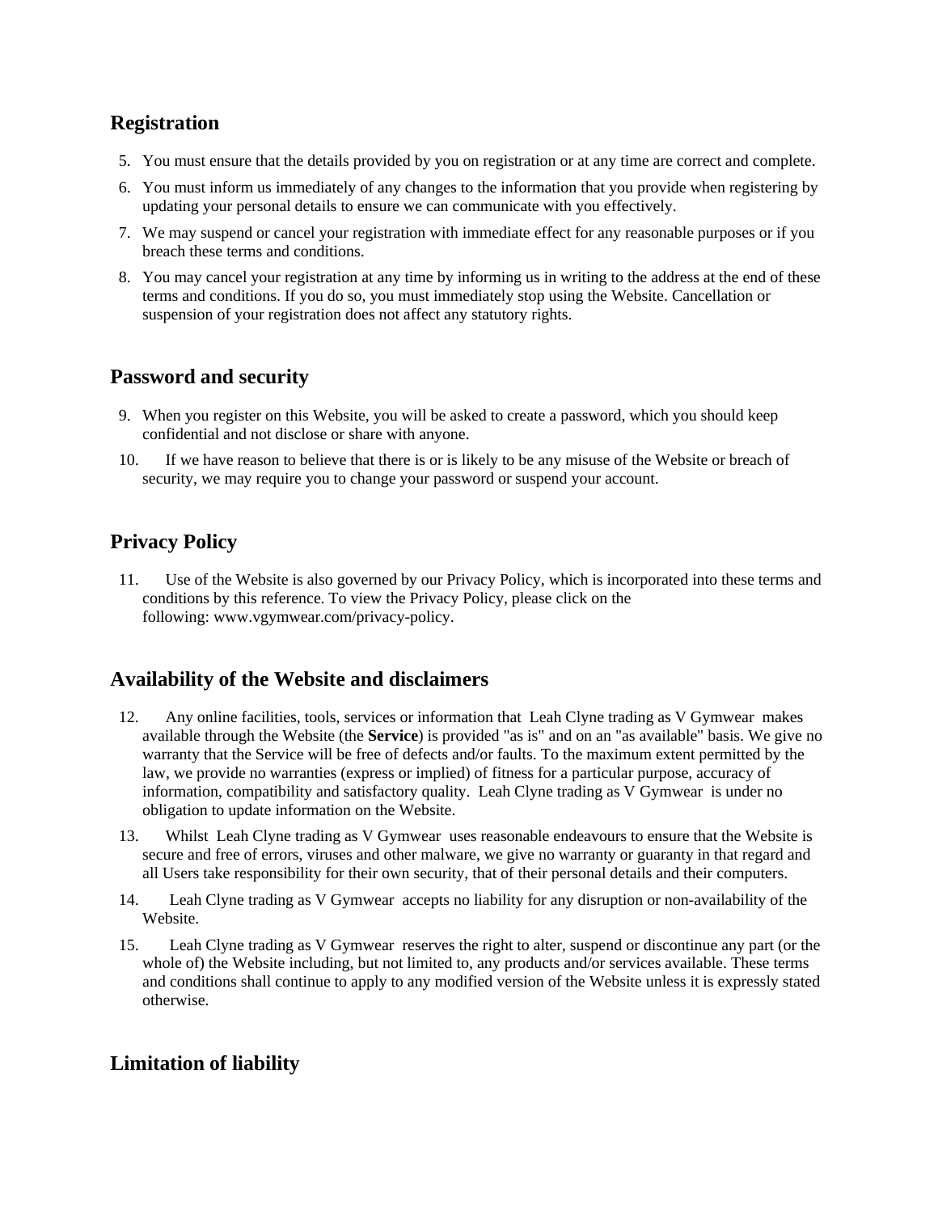## Registration

5. You must ensure that the details provided by you on registration or at any time are correct and complete.
6. You must inform us immediately of any changes to the information that you provide when registering by updating your personal details to ensure we can communicate with you effectively.
7. We may suspend or cancel your registration with immediate effect for any reasonable purposes or if you breach these terms and conditions.
8. You may cancel your registration at any time by informing us in writing to the address at the end of these terms and conditions. If you do so, you must immediately stop using the Website. Cancellation or suspension of your registration does not affect any statutory rights.

## Password and security

9. When you register on this Website, you will be asked to create a password, which you should keep confidential and not disclose or share with anyone.
10. If we have reason to believe that there is or is likely to be any misuse of the Website or breach of security, we may require you to change your password or suspend your account.

## Privacy Policy

11. Use of the Website is also governed by our Privacy Policy, which is incorporated into these terms and conditions by this reference. To view the Privacy Policy, please click on the following: www.vgymwear.com/privacy-policy.

## Availability of the Website and disclaimers

12. Any online facilities, tools, services or information that Leah Clyne trading as V Gymwear makes available through the Website (the **Service**) is provided "as is" and on an "as available" basis. We give no warranty that the Service will be free of defects and/or faults. To the maximum extent permitted by the law, we provide no warranties (express or implied) of fitness for a particular purpose, accuracy of information, compatibility and satisfactory quality. Leah Clyne trading as V Gymwear is under no obligation to update information on the Website.
13. Whilst Leah Clyne trading as V Gymwear uses reasonable endeavours to ensure that the Website is secure and free of errors, viruses and other malware, we give no warranty or guaranty in that regard and all Users take responsibility for their own security, that of their personal details and their computers.
14. Leah Clyne trading as V Gymwear accepts no liability for any disruption or non-availability of the Website.
15. Leah Clyne trading as V Gymwear reserves the right to alter, suspend or discontinue any part (or the whole of) the Website including, but not limited to, any products and/or services available. These terms and conditions shall continue to apply to any modified version of the Website unless it is expressly stated otherwise.

## Limitation of liability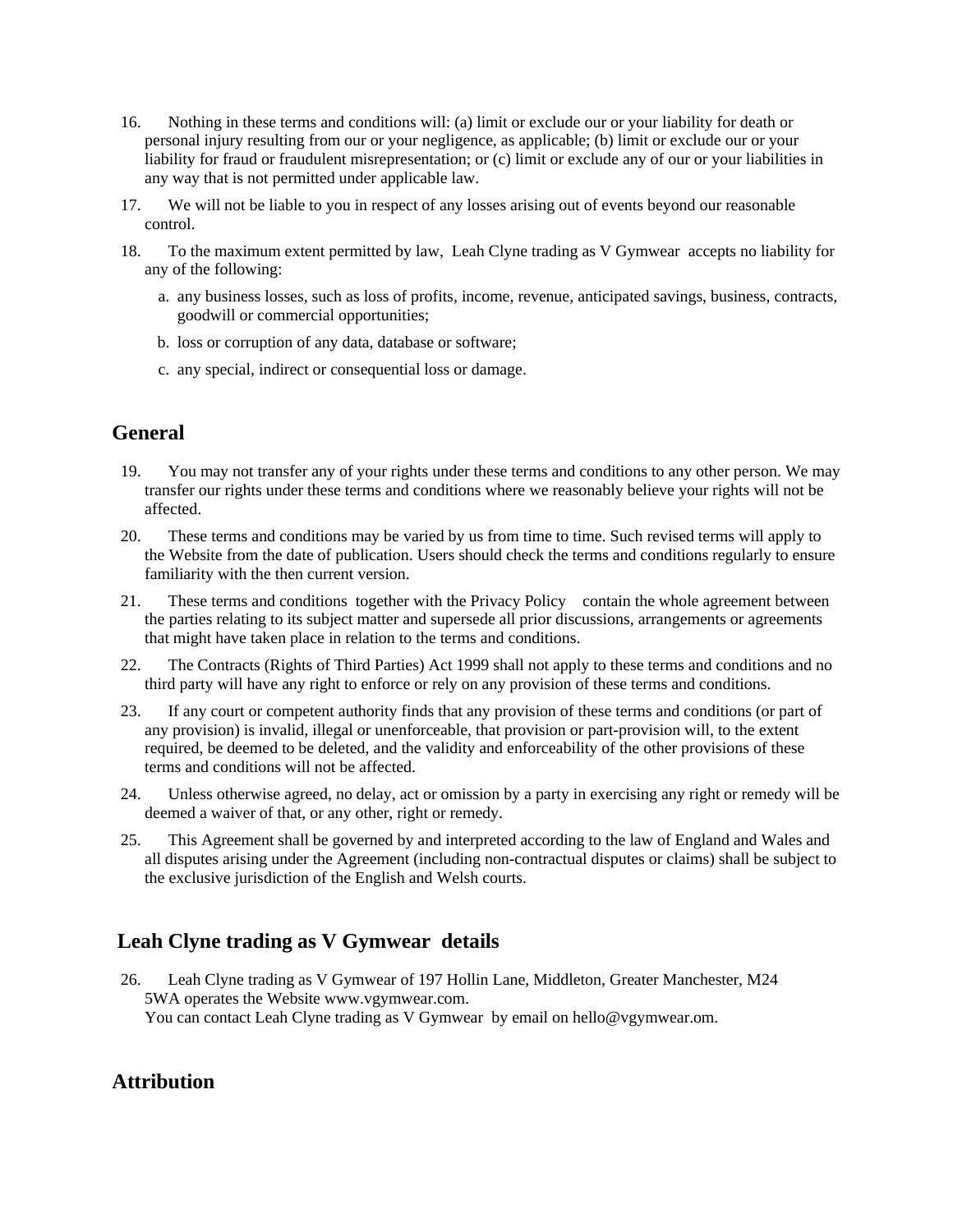16. Nothing in these terms and conditions will: (a) limit or exclude our or your liability for death or personal injury resulting from our or your negligence, as applicable; (b) limit or exclude our or your liability for fraud or fraudulent misrepresentation; or (c) limit or exclude any of our or your liabilities in any way that is not permitted under applicable law.

17. We will not be liable to you in respect of any losses arising out of events beyond our reasonable control.

18. To the maximum extent permitted by law, Leah Clyne trading as V Gymwear accepts no liability for any of the following:

    a. any business losses, such as loss of profits, income, revenue, anticipated savings, business, contracts, goodwill or commercial opportunities;

    b. loss or corruption of any data, database or software;

    c. any special, indirect or consequential loss or damage.

## General

19. You may not transfer any of your rights under these terms and conditions to any other person. We may transfer our rights under these terms and conditions where we reasonably believe your rights will not be affected.

20. These terms and conditions may be varied by us from time to time. Such revised terms will apply to the Website from the date of publication. Users should check the terms and conditions regularly to ensure familiarity with the then current version.

21. These terms and conditions together with the Privacy Policy contain the whole agreement between the parties relating to its subject matter and supersede all prior discussions, arrangements or agreements that might have taken place in relation to the terms and conditions.

22. The Contracts (Rights of Third Parties) Act 1999 shall not apply to these terms and conditions and no third party will have any right to enforce or rely on any provision of these terms and conditions.

23. If any court or competent authority finds that any provision of these terms and conditions (or part of any provision) is invalid, illegal or unenforceable, that provision or part-provision will, to the extent required, be deemed to be deleted, and the validity and enforceability of the other provisions of these terms and conditions will not be affected.

24. Unless otherwise agreed, no delay, act or omission by a party in exercising any right or remedy will be deemed a waiver of that, or any other, right or remedy.

25. This Agreement shall be governed by and interpreted according to the law of England and Wales and all disputes arising under the Agreement (including non-contractual disputes or claims) shall be subject to the exclusive jurisdiction of the English and Welsh courts.

## Leah Clyne trading as V Gymwear details

26. Leah Clyne trading as V Gymwear of 197 Hollin Lane, Middleton, Greater Manchester, M24 5WA operates the Website www.vgymwear.com.
    You can contact Leah Clyne trading as V Gymwear by email on hello@vgymwear.om.

## Attribution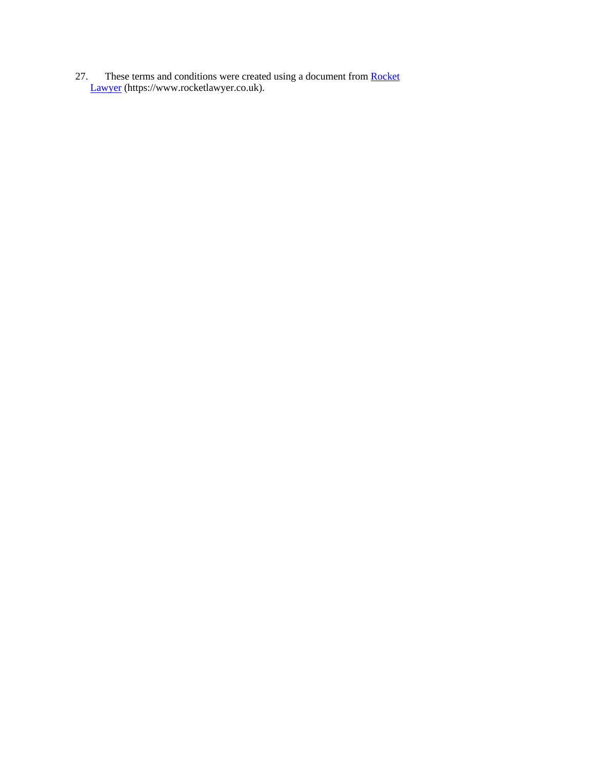27. These terms and conditions were created using a document from [Rocket Lawyer](https://www.rocketlawyer.co.uk) (https://www.rocketlawyer.co.uk).